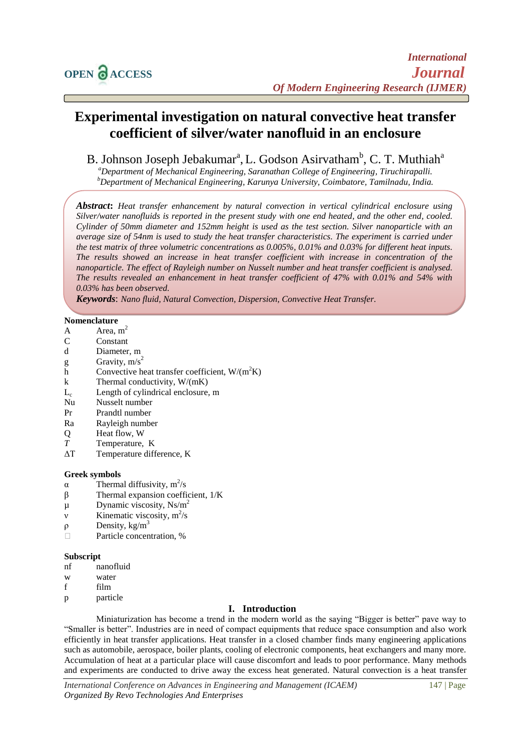# Experimental investigation on natural convective heat transfer coefficient of silver/water nanofluid in an enclosure

B. Johnson Joseph Jebakumar[a], L. Godson Asirvatham[b], C. T. Muthiah[a]

[a]*Department of Mechanical Engineering, Saranathan College of Engineering, Tiruchirapalli.*
[b]*Department of Mechanical Engineering, Karunya University, Coimbatore, Tamilnadu, India.*

***Abstract***: *Heat transfer enhancement by natural convection in vertical cylindrical enclosure using Silver/water nanofluids is reported in the present study with one end heated, and the other end, cooled. Cylinder of 50mm diameter and 152mm height is used as the test section. Silver nanoparticle with an average size of 54nm is used to study the heat transfer characteristics. The experiment is carried under the test matrix of three volumetric concentrations as 0.005%, 0.01% and 0.03% for different heat inputs. The results showed an increase in heat transfer coefficient with increase in concentration of the nanoparticle. The effect of Rayleigh number on Nusselt number and heat transfer coefficient is analysed. The results revealed an enhancement in heat transfer coefficient of 47% with 0.01% and 54% with 0.03% has been observed.*

***Keywords***: *Nano fluid, Natural Convection, Dispersion, Convective Heat Transfer.*

## Nomenclature

| | |
|---|---|
| A | Area, $m^2$ |
| C | Constant |
| d | Diameter, m |
| g | Gravity, $m/s^2$ |
| h | Convective heat transfer coefficient, $W/(m^2K)$ |
| k | Thermal conductivity, W/(mK) |
| $L_c$ | Length of cylindrical enclosure, m |
| Nu | Nusselt number |
| Pr | Prandtl number |
| Ra | Rayleigh number |
| Q | Heat flow, W |
| $T$ | Temperature, K |
| $\Delta T$ | Temperature difference, K |

### Greek symbols

| | |
|---|---|
| $\alpha$ | Thermal diffusivity, $m^2/s$ |
| $\beta$ | Thermal expansion coefficient, 1/K |
| $\mu$ | Dynamic viscosity, $Ns/m^2$ |
| $\nu$ | Kinematic viscosity, $m^2/s$ |
| $\rho$ | Density, $kg/m^3$ |
| | Particle concentration, % |

### Subscript

| | |
|---|---|
| nf | nanofluid |
| w | water |
| f | film |
| p | particle |

## I. Introduction

Miniaturization has become a trend in the modern world as the saying "Bigger is better" pave way to "Smaller is better". Industries are in need of compact equipments that reduce space consumption and also work efficiently in heat transfer applications. Heat transfer in a closed chamber finds many engineering applications such as automobile, aerospace, boiler plants, cooling of electronic components, heat exchangers and many more. Accumulation of heat at a particular place will cause discomfort and leads to poor performance. Many methods and experiments are conducted to drive away the excess heat generated. Natural convection is a heat transfer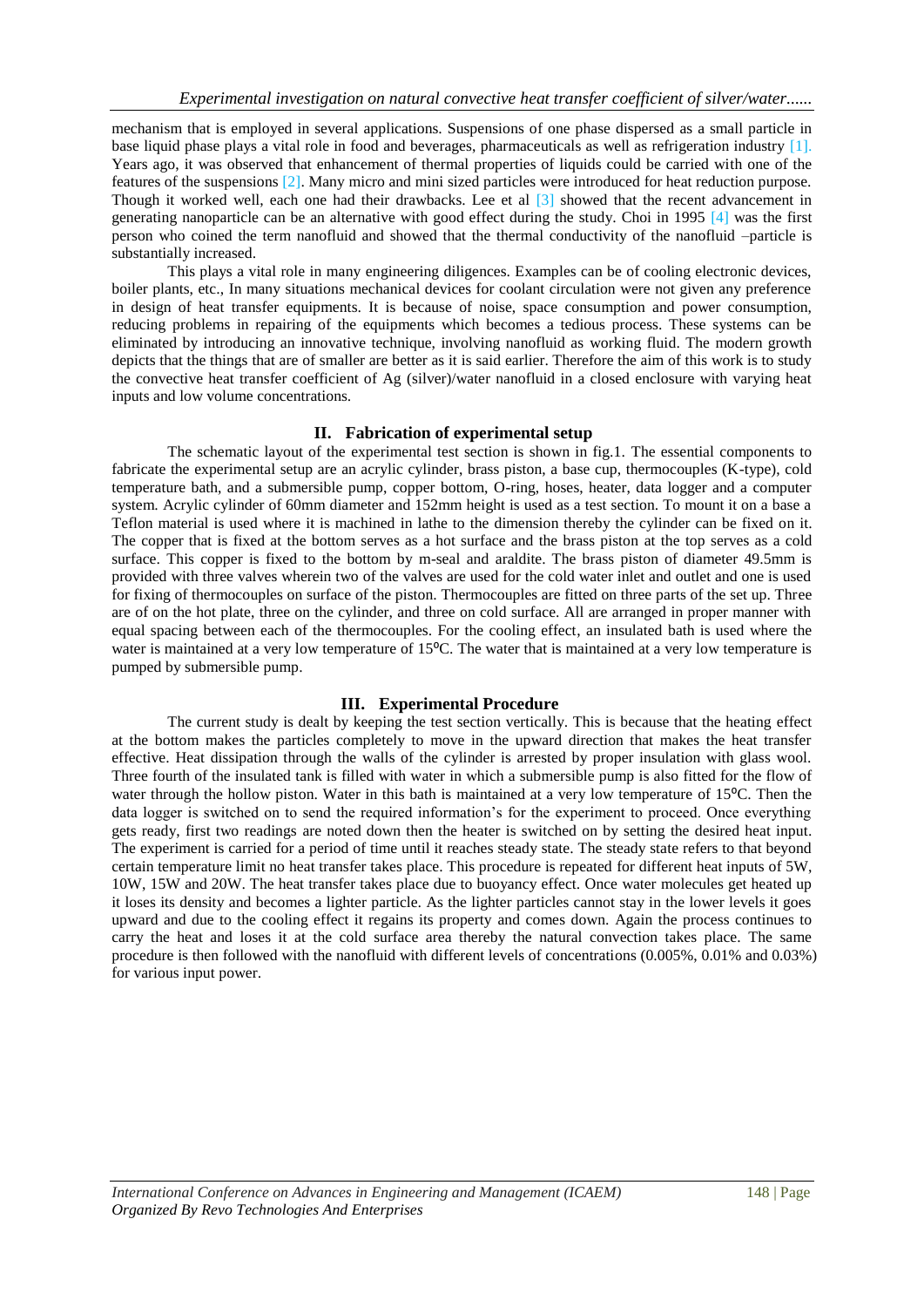mechanism that is employed in several applications. Suspensions of one phase dispersed as a small particle in base liquid phase plays a vital role in food and beverages, pharmaceuticals as well as refrigeration industry [1]. Years ago, it was observed that enhancement of thermal properties of liquids could be carried with one of the features of the suspensions [2]. Many micro and mini sized particles were introduced for heat reduction purpose. Though it worked well, each one had their drawbacks. Lee et al [3] showed that the recent advancement in generating nanoparticle can be an alternative with good effect during the study. Choi in 1995 [4] was the first person who coined the term nanofluid and showed that the thermal conductivity of the nanofluid –particle is substantially increased.

This plays a vital role in many engineering diligences. Examples can be of cooling electronic devices, boiler plants, etc., In many situations mechanical devices for coolant circulation were not given any preference in design of heat transfer equipments. It is because of noise, space consumption and power consumption, reducing problems in repairing of the equipments which becomes a tedious process. These systems can be eliminated by introducing an innovative technique, involving nanofluid as working fluid. The modern growth depicts that the things that are of smaller are better as it is said earlier. Therefore the aim of this work is to study the convective heat transfer coefficient of Ag (silver)/water nanofluid in a closed enclosure with varying heat inputs and low volume concentrations.

## II. Fabrication of experimental setup

The schematic layout of the experimental test section is shown in fig.1. The essential components to fabricate the experimental setup are an acrylic cylinder, brass piston, a base cup, thermocouples (K-type), cold temperature bath, and a submersible pump, copper bottom, O-ring, hoses, heater, data logger and a computer system. Acrylic cylinder of 60mm diameter and 152mm height is used as a test section. To mount it on a base a Teflon material is used where it is machined in lathe to the dimension thereby the cylinder can be fixed on it. The copper that is fixed at the bottom serves as a hot surface and the brass piston at the top serves as a cold surface. This copper is fixed to the bottom by m-seal and araldite. The brass piston of diameter 49.5mm is provided with three valves wherein two of the valves are used for the cold water inlet and outlet and one is used for fixing of thermocouples on surface of the piston. Thermocouples are fitted on three parts of the set up. Three are of on the hot plate, three on the cylinder, and three on cold surface. All are arranged in proper manner with equal spacing between each of the thermocouples. For the cooling effect, an insulated bath is used where the water is maintained at a very low temperature of 15⁰C. The water that is maintained at a very low temperature is pumped by submersible pump.

## III. Experimental Procedure

The current study is dealt by keeping the test section vertically. This is because that the heating effect at the bottom makes the particles completely to move in the upward direction that makes the heat transfer effective. Heat dissipation through the walls of the cylinder is arrested by proper insulation with glass wool. Three fourth of the insulated tank is filled with water in which a submersible pump is also fitted for the flow of water through the hollow piston. Water in this bath is maintained at a very low temperature of 15⁰C. Then the data logger is switched on to send the required information's for the experiment to proceed. Once everything gets ready, first two readings are noted down then the heater is switched on by setting the desired heat input. The experiment is carried for a period of time until it reaches steady state. The steady state refers to that beyond certain temperature limit no heat transfer takes place. This procedure is repeated for different heat inputs of 5W, 10W, 15W and 20W. The heat transfer takes place due to buoyancy effect. Once water molecules get heated up it loses its density and becomes a lighter particle. As the lighter particles cannot stay in the lower levels it goes upward and due to the cooling effect it regains its property and comes down. Again the process continues to carry the heat and loses it at the cold surface area thereby the natural convection takes place. The same procedure is then followed with the nanofluid with different levels of concentrations (0.005%, 0.01% and 0.03%) for various input power.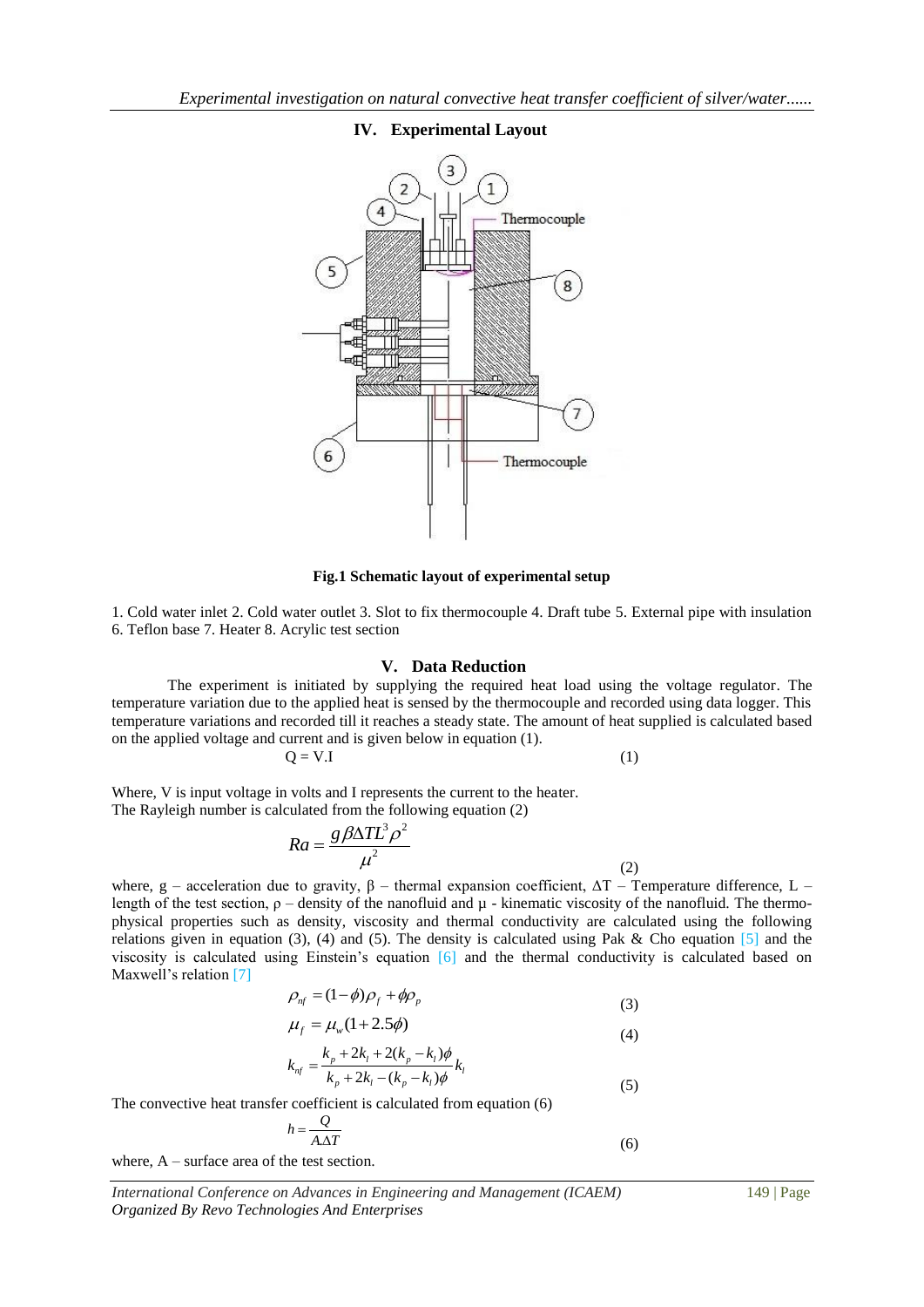## IV. Experimental Layout

**Fig.1 Schematic layout of experimental setup**

1. Cold water inlet 2. Cold water outlet 3. Slot to fix thermocouple 4. Draft tube 5. External pipe with insulation 6. Teflon base 7. Heater 8. Acrylic test section

## V. Data Reduction

The experiment is initiated by supplying the required heat load using the voltage regulator. The temperature variation due to the applied heat is sensed by the thermocouple and recorded using data logger. This temperature variations and recorded till it reaches a steady state. The amount of heat supplied is calculated based on the applied voltage and current and is given below in equation (1).

$$Q = V.I \tag{1}$$

Where, V is input voltage in volts and I represents the current to the heater.
The Rayleigh number is calculated from the following equation (2)

$$Ra = \frac{g\beta\Delta TL^3\rho^2}{\mu^2} \tag{2}$$

where, g – acceleration due to gravity, β – thermal expansion coefficient, ΔT – Temperature difference, L – length of the test section, ρ – density of the nanofluid and μ - kinematic viscosity of the nanofluid. The thermo-physical properties such as density, viscosity and thermal conductivity are calculated using the following relations given in equation (3), (4) and (5). The density is calculated using Pak & Cho equation [5] and the viscosity is calculated using Einstein's equation [6] and the thermal conductivity is calculated based on Maxwell's relation [7]

$$\rho_{nf} = (1-\phi)\rho_f + \phi\rho_p \tag{3}$$

$$\mu_f = \mu_w(1+2.5\phi) \tag{4}$$

$$k_{nf} = \frac{k_p + 2k_l + 2(k_p - k_l)\phi}{k_p + 2k_l - (k_p - k_l)\phi} k_l \tag{5}$$

The convective heat transfer coefficient is calculated from equation (6)

$$h = \frac{Q}{A.\Delta T} \tag{6}$$

where, A – surface area of the test section.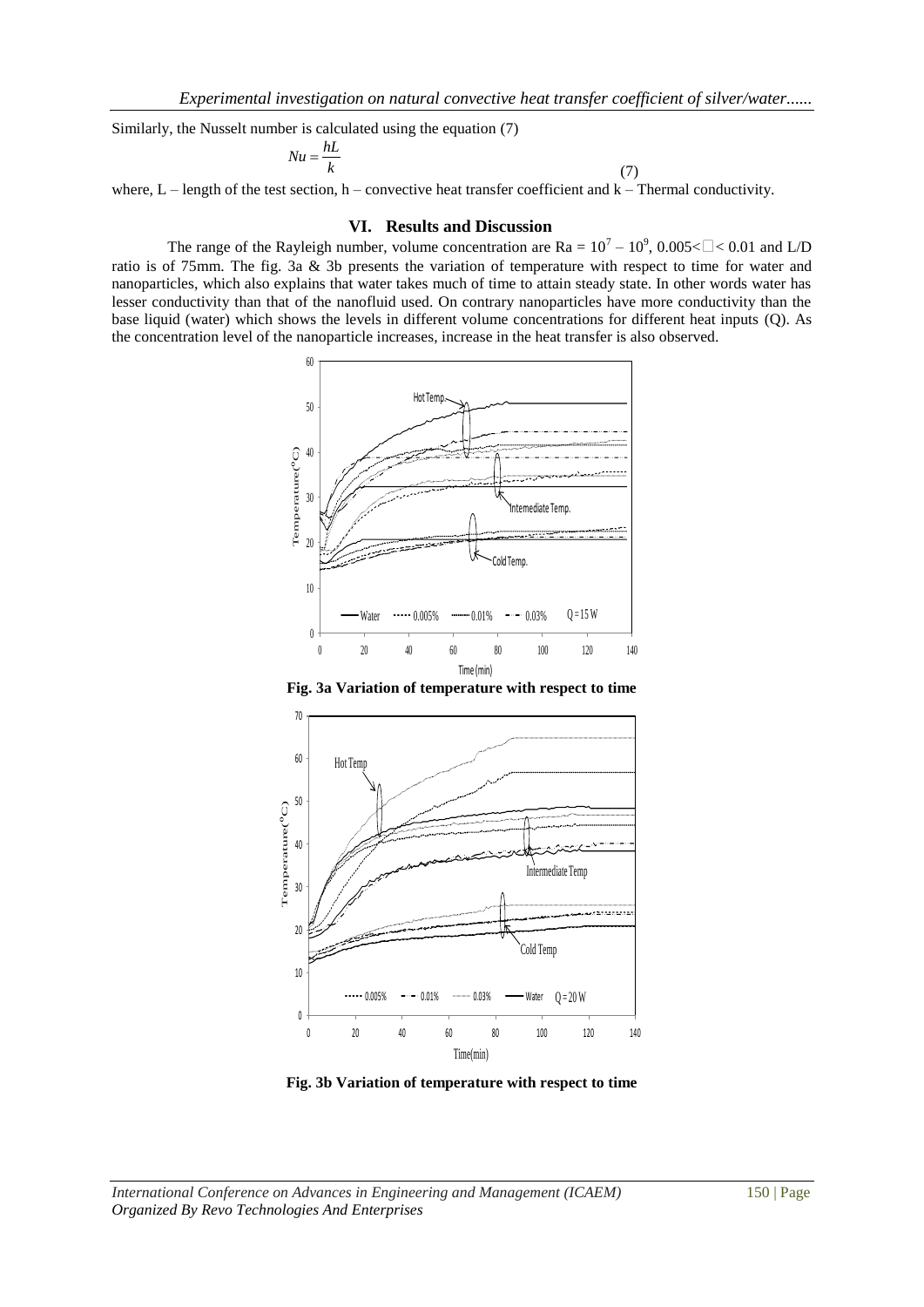Similarly, the Nusselt number is calculated using the equation (7)

$$Nu = \frac{hL}{k} \tag{7}$$

where, L – length of the test section, h – convective heat transfer coefficient and k – Thermal conductivity.

## VI. Results and Discussion

The range of the Rayleigh number, volume concentration are Ra = $10^7 - 10^9$, 0.005< □ < 0.01 and L/D ratio is of 75mm. The fig. 3a & 3b presents the variation of temperature with respect to time for water and nanoparticles, which also explains that water takes much of time to attain steady state. In other words water has lesser conductivity than that of the nanofluid used. On contrary nanoparticles have more conductivity than the base liquid (water) which shows the levels in different volume concentrations for different heat inputs (Q). As the concentration level of the nanoparticle increases, increase in the heat transfer is also observed.

**Fig. 3a Variation of temperature with respect to time**

**Fig. 3b Variation of temperature with respect to time**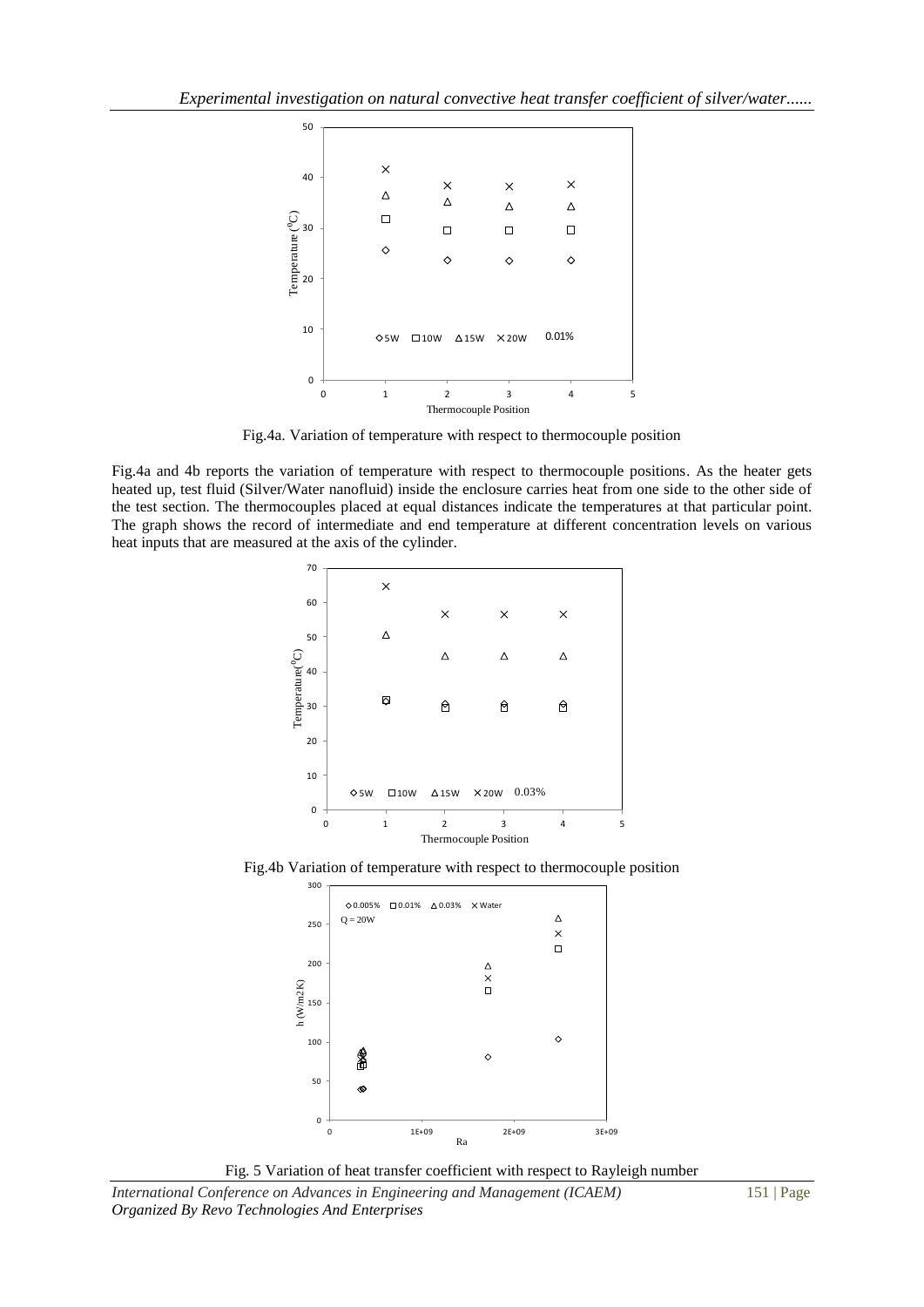Fig.4a. Variation of temperature with respect to thermocouple position

Fig.4a and 4b reports the variation of temperature with respect to thermocouple positions. As the heater gets heated up, test fluid (Silver/Water nanofluid) inside the enclosure carries heat from one side to the other side of the test section. The thermocouples placed at equal distances indicate the temperatures at that particular point. The graph shows the record of intermediate and end temperature at different concentration levels on various heat inputs that are measured at the axis of the cylinder.

Fig.4b Variation of temperature with respect to thermocouple position

Fig. 5 Variation of heat transfer coefficient with respect to Rayleigh number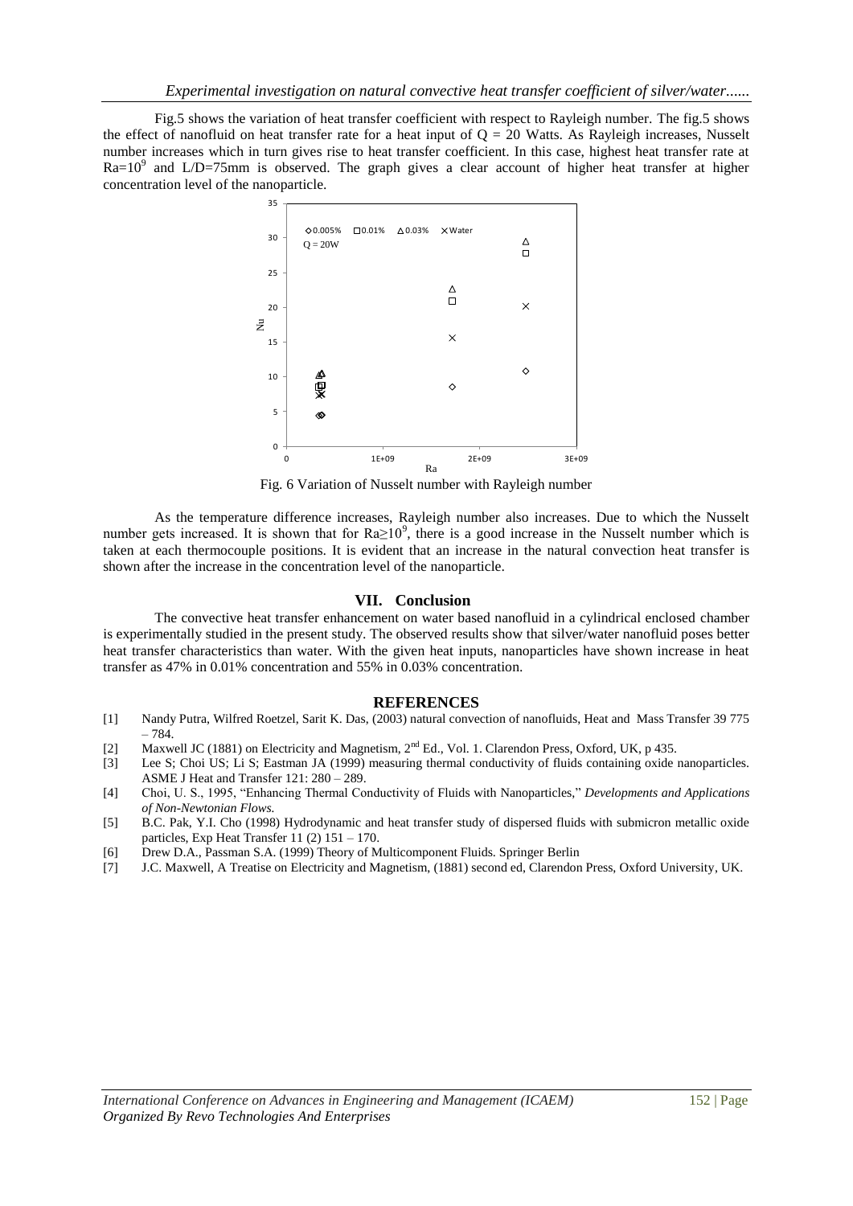Fig.5 shows the variation of heat transfer coefficient with respect to Rayleigh number. The fig.5 shows the effect of nanofluid on heat transfer rate for a heat input of Q = 20 Watts. As Rayleigh increases, Nusselt number increases which in turn gives rise to heat transfer coefficient. In this case, highest heat transfer rate at $Ra=10^9$ and L/D=75mm is observed. The graph gives a clear account of higher heat transfer at higher concentration level of the nanoparticle.

◇0.005% □0.01% △0.03% ×Water

Q = 20W

35
30
25
20
15
10
5
0

Nu

0
1E+09
2E+09
3E+09

Ra

Fig. 6 Variation of Nusselt number with Rayleigh number

As the temperature difference increases, Rayleigh number also increases. Due to which the Nusselt number gets increased. It is shown that for $Ra \geq 10^9$, there is a good increase in the Nusselt number which is taken at each thermocouple positions. It is evident that an increase in the natural convection heat transfer is shown after the increase in the concentration level of the nanoparticle.

## VII. Conclusion

The convective heat transfer enhancement on water based nanofluid in a cylindrical enclosed chamber is experimentally studied in the present study. The observed results show that silver/water nanofluid poses better heat transfer characteristics than water. With the given heat inputs, nanoparticles have shown increase in heat transfer as 47% in 0.01% concentration and 55% in 0.03% concentration.

## REFERENCES

[1] Nandy Putra, Wilfred Roetzel, Sarit K. Das, (2003) natural convection of nanofluids, Heat and Mass Transfer 39 775 – 784.

[2] Maxwell JC (1881) on Electricity and Magnetism, 2nd Ed., Vol. 1. Clarendon Press, Oxford, UK, p 435.

[3] Lee S; Choi US; Li S; Eastman JA (1999) measuring thermal conductivity of fluids containing oxide nanoparticles. ASME J Heat and Transfer 121: 280 – 289.

[4] Choi, U. S., 1995, "Enhancing Thermal Conductivity of Fluids with Nanoparticles," *Developments and Applications of Non-Newtonian Flows.*

[5] B.C. Pak, Y.I. Cho (1998) Hydrodynamic and heat transfer study of dispersed fluids with submicron metallic oxide particles, Exp Heat Transfer 11 (2) 151 – 170.

[6] Drew D.A., Passman S.A. (1999) Theory of Multicomponent Fluids. Springer Berlin

[7] J.C. Maxwell, A Treatise on Electricity and Magnetism, (1881) second ed, Clarendon Press, Oxford University, UK.